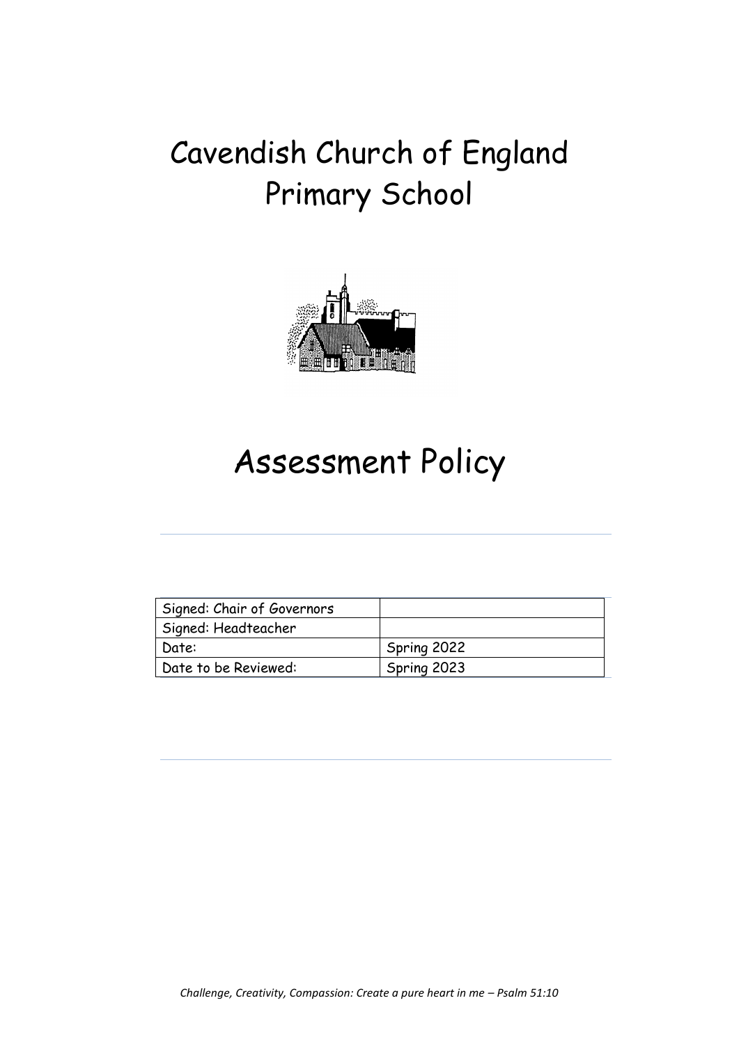# Cavendish Church of England Primary School

# Assessment Policy

| Signed: Chair of Governors | |
|---|---|
| Signed: Headteacher | |
| Date: | Spring 2022 |
| Date to be Reviewed: | Spring 2023 |

*Challenge, Creativity, Compassion: Create a pure heart in me – Psalm 51:10*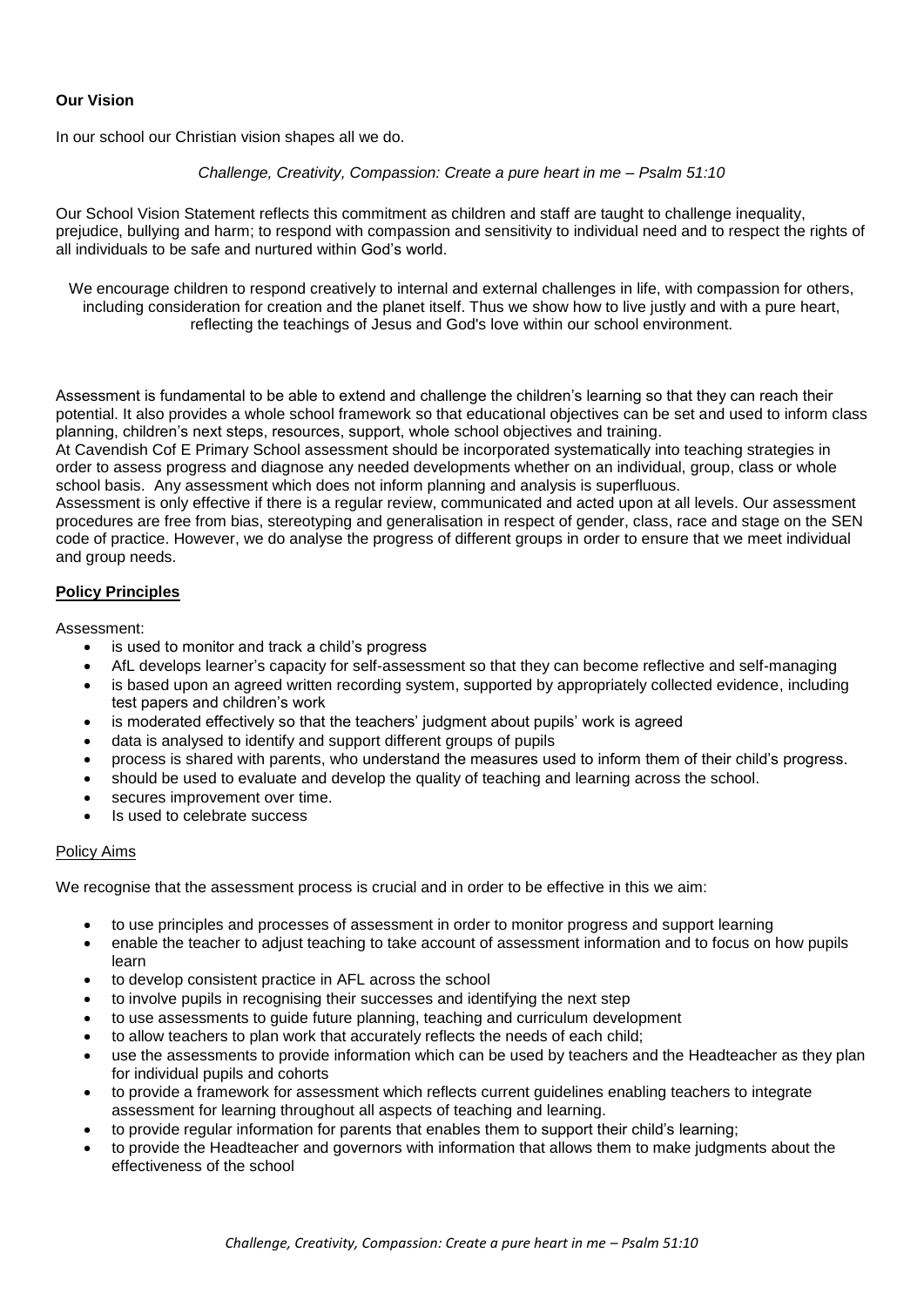**Our Vision**

In our school our Christian vision shapes all we do.

*Challenge, Creativity, Compassion: Create a pure heart in me – Psalm 51:10*

Our School Vision Statement reflects this commitment as children and staff are taught to challenge inequality, prejudice, bullying and harm; to respond with compassion and sensitivity to individual need and to respect the rights of all individuals to be safe and nurtured within God's world.

We encourage children to respond creatively to internal and external challenges in life, with compassion for others, including consideration for creation and the planet itself. Thus we show how to live justly and with a pure heart, reflecting the teachings of Jesus and God's love within our school environment.

Assessment is fundamental to be able to extend and challenge the children's learning so that they can reach their potential. It also provides a whole school framework so that educational objectives can be set and used to inform class planning, children's next steps, resources, support, whole school objectives and training.

At Cavendish Cof E Primary School assessment should be incorporated systematically into teaching strategies in order to assess progress and diagnose any needed developments whether on an individual, group, class or whole school basis. Any assessment which does not inform planning and analysis is superfluous.

Assessment is only effective if there is a regular review, communicated and acted upon at all levels. Our assessment procedures are free from bias, stereotyping and generalisation in respect of gender, class, race and stage on the SEN code of practice. However, we do analyse the progress of different groups in order to ensure that we meet individual and group needs.

**Policy Principles**

Assessment:

- is used to monitor and track a child's progress
- AfL develops learner's capacity for self-assessment so that they can become reflective and self-managing
- is based upon an agreed written recording system, supported by appropriately collected evidence, including test papers and children's work
- is moderated effectively so that the teachers' judgment about pupils' work is agreed
- data is analysed to identify and support different groups of pupils
- process is shared with parents, who understand the measures used to inform them of their child's progress.
- should be used to evaluate and develop the quality of teaching and learning across the school.
- secures improvement over time.
- Is used to celebrate success

Policy Aims

We recognise that the assessment process is crucial and in order to be effective in this we aim:

- to use principles and processes of assessment in order to monitor progress and support learning
- enable the teacher to adjust teaching to take account of assessment information and to focus on how pupils learn
- to develop consistent practice in AFL across the school
- to involve pupils in recognising their successes and identifying the next step
- to use assessments to guide future planning, teaching and curriculum development
- to allow teachers to plan work that accurately reflects the needs of each child;
- use the assessments to provide information which can be used by teachers and the Headteacher as they plan for individual pupils and cohorts
- to provide a framework for assessment which reflects current guidelines enabling teachers to integrate assessment for learning throughout all aspects of teaching and learning.
- to provide regular information for parents that enables them to support their child's learning;
- to provide the Headteacher and governors with information that allows them to make judgments about the effectiveness of the school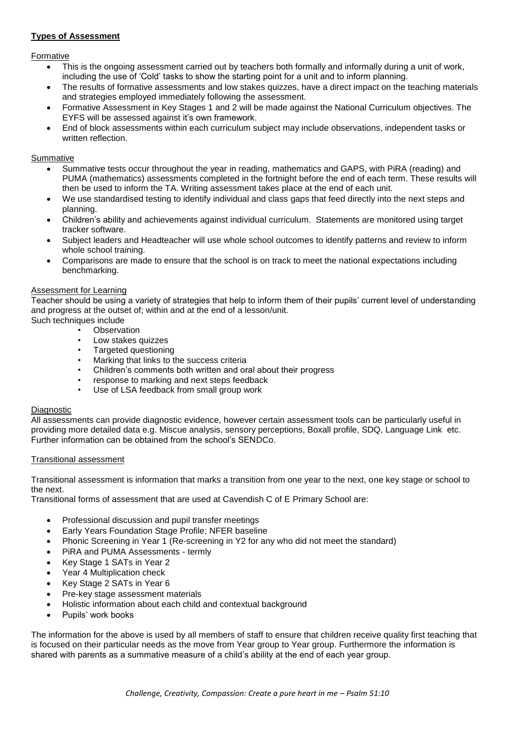**Types of Assessment**

Formative

- This is the ongoing assessment carried out by teachers both formally and informally during a unit of work, including the use of 'Cold' tasks to show the starting point for a unit and to inform planning.
- The results of formative assessments and low stakes quizzes, have a direct impact on the teaching materials and strategies employed immediately following the assessment.
- Formative Assessment in Key Stages 1 and 2 will be made against the National Curriculum objectives. The EYFS will be assessed against it's own framework.
- End of block assessments within each curriculum subject may include observations, independent tasks or written reflection.

Summative

- Summative tests occur throughout the year in reading, mathematics and GAPS, with PiRA (reading) and PUMA (mathematics) assessments completed in the fortnight before the end of each term. These results will then be used to inform the TA. Writing assessment takes place at the end of each unit.
- We use standardised testing to identify individual and class gaps that feed directly into the next steps and planning.
- Children's ability and achievements against individual curriculum. Statements are monitored using target tracker software.
- Subject leaders and Headteacher will use whole school outcomes to identify patterns and review to inform whole school training.
- Comparisons are made to ensure that the school is on track to meet the national expectations including benchmarking.

Assessment for Learning

Teacher should be using a variety of strategies that help to inform them of their pupils' current level of understanding and progress at the outset of; within and at the end of a lesson/unit.
Such techniques include

- Observation
- Low stakes quizzes
- Targeted questioning
- Marking that links to the success criteria
- Children's comments both written and oral about their progress
- response to marking and next steps feedback
- Use of LSA feedback from small group work

Diagnostic

All assessments can provide diagnostic evidence, however certain assessment tools can be particularly useful in providing more detailed data e.g. Miscue analysis, sensory perceptions, Boxall profile, SDQ, Language Link etc. Further information can be obtained from the school's SENDCo.

Transitional assessment

Transitional assessment is information that marks a transition from one year to the next, one key stage or school to the next.
Transitional forms of assessment that are used at Cavendish C of E Primary School are:

- Professional discussion and pupil transfer meetings
- Early Years Foundation Stage Profile; NFER baseline
- Phonic Screening in Year 1 (Re-screening in Y2 for any who did not meet the standard)
- PiRA and PUMA Assessments - termly
- Key Stage 1 SATs in Year 2
- Year 4 Multiplication check
- Key Stage 2 SATs in Year 6
- Pre-key stage assessment materials
- Holistic information about each child and contextual background
- Pupils' work books

The information for the above is used by all members of staff to ensure that children receive quality first teaching that is focused on their particular needs as the move from Year group to Year group. Furthermore the information is shared with parents as a summative measure of a child's ability at the end of each year group.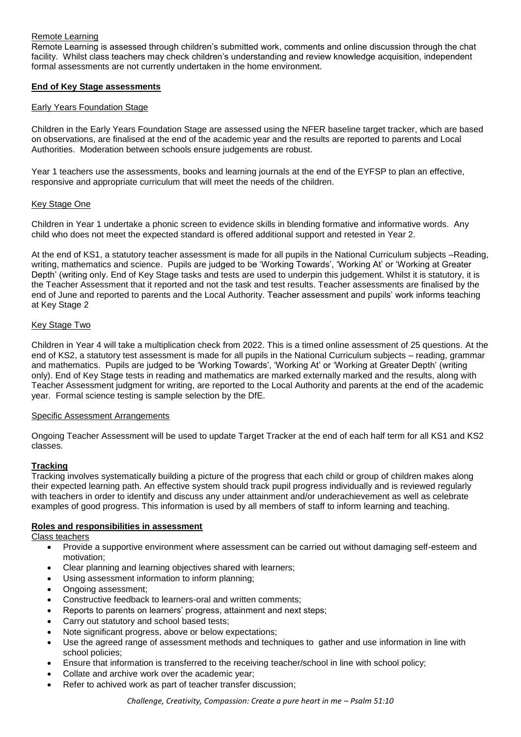Remote Learning

Remote Learning is assessed through children's submitted work, comments and online discussion through the chat facility. Whilst class teachers may check children's understanding and review knowledge acquisition, independent formal assessments are not currently undertaken in the home environment.

## End of Key Stage assessments

### Early Years Foundation Stage

Children in the Early Years Foundation Stage are assessed using the NFER baseline target tracker, which are based on observations, are finalised at the end of the academic year and the results are reported to parents and Local Authorities. Moderation between schools ensure judgements are robust.

Year 1 teachers use the assessments, books and learning journals at the end of the EYFSP to plan an effective, responsive and appropriate curriculum that will meet the needs of the children.

### Key Stage One

Children in Year 1 undertake a phonic screen to evidence skills in blending formative and informative words. Any child who does not meet the expected standard is offered additional support and retested in Year 2.

At the end of KS1, a statutory teacher assessment is made for all pupils in the National Curriculum subjects –Reading, writing, mathematics and science. Pupils are judged to be 'Working Towards', 'Working At' or 'Working at Greater Depth' (writing only. End of Key Stage tasks and tests are used to underpin this judgement. Whilst it is statutory, it is the Teacher Assessment that it reported and not the task and test results. Teacher assessments are finalised by the end of June and reported to parents and the Local Authority. Teacher assessment and pupils' work informs teaching at Key Stage 2

### Key Stage Two

Children in Year 4 will take a multiplication check from 2022. This is a timed online assessment of 25 questions. At the end of KS2, a statutory test assessment is made for all pupils in the National Curriculum subjects – reading, grammar and mathematics. Pupils are judged to be 'Working Towards', 'Working At' or 'Working at Greater Depth' (writing only). End of Key Stage tests in reading and mathematics are marked externally marked and the results, along with Teacher Assessment judgment for writing, are reported to the Local Authority and parents at the end of the academic year. Formal science testing is sample selection by the DfE.

### Specific Assessment Arrangements

Ongoing Teacher Assessment will be used to update Target Tracker at the end of each half term for all KS1 and KS2 classes.

## Tracking

Tracking involves systematically building a picture of the progress that each child or group of children makes along their expected learning path. An effective system should track pupil progress individually and is reviewed regularly with teachers in order to identify and discuss any under attainment and/or underachievement as well as celebrate examples of good progress. This information is used by all members of staff to inform learning and teaching.

## Roles and responsibilities in assessment

Class teachers

- Provide a supportive environment where assessment can be carried out without damaging self-esteem and motivation;
- Clear planning and learning objectives shared with learners;
- Using assessment information to inform planning;
- Ongoing assessment;
- Constructive feedback to learners-oral and written comments;
- Reports to parents on learners' progress, attainment and next steps;
- Carry out statutory and school based tests;
- Note significant progress, above or below expectations;
- Use the agreed range of assessment methods and techniques to gather and use information in line with school policies;
- Ensure that information is transferred to the receiving teacher/school in line with school policy;
- Collate and archive work over the academic year;
- Refer to achived work as part of teacher transfer discussion;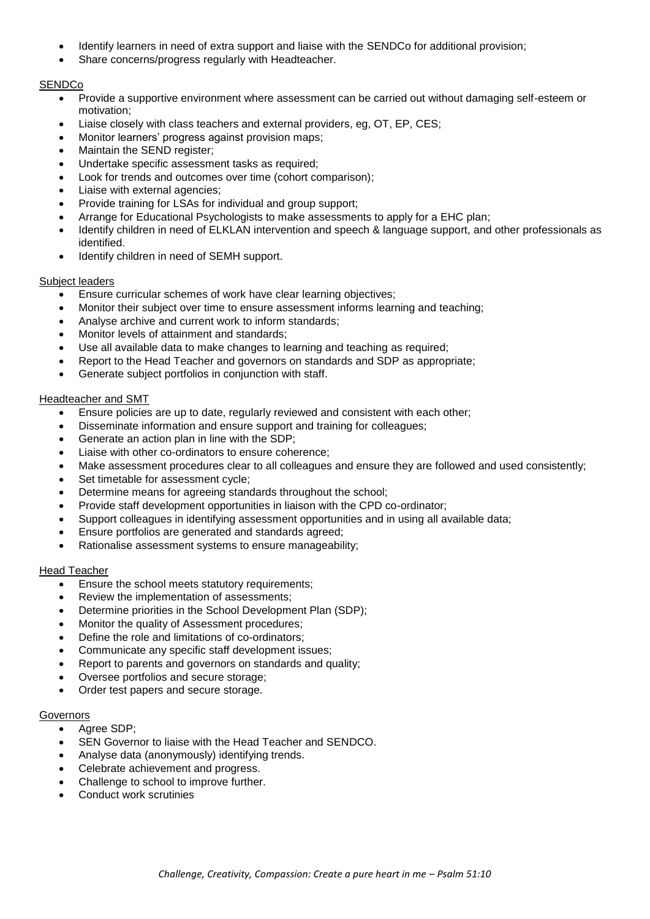- Identify learners in need of extra support and liaise with the SENDCo for additional provision;
- Share concerns/progress regularly with Headteacher.

SENDCo

- Provide a supportive environment where assessment can be carried out without damaging self-esteem or motivation;
- Liaise closely with class teachers and external providers, eg, OT, EP, CES;
- Monitor learners' progress against provision maps;
- Maintain the SEND register;
- Undertake specific assessment tasks as required;
- Look for trends and outcomes over time (cohort comparison);
- Liaise with external agencies;
- Provide training for LSAs for individual and group support;
- Arrange for Educational Psychologists to make assessments to apply for a EHC plan;
- Identify children in need of ELKLAN intervention and speech & language support, and other professionals as identified.
- Identify children in need of SEMH support.

Subject leaders

- Ensure curricular schemes of work have clear learning objectives;
- Monitor their subject over time to ensure assessment informs learning and teaching;
- Analyse archive and current work to inform standards;
- Monitor levels of attainment and standards;
- Use all available data to make changes to learning and teaching as required;
- Report to the Head Teacher and governors on standards and SDP as appropriate;
- Generate subject portfolios in conjunction with staff.

Headteacher and SMT

- Ensure policies are up to date, regularly reviewed and consistent with each other;
- Disseminate information and ensure support and training for colleagues;
- Generate an action plan in line with the SDP;
- Liaise with other co-ordinators to ensure coherence;
- Make assessment procedures clear to all colleagues and ensure they are followed and used consistently;
- Set timetable for assessment cycle;
- Determine means for agreeing standards throughout the school;
- Provide staff development opportunities in liaison with the CPD co-ordinator;
- Support colleagues in identifying assessment opportunities and in using all available data;
- Ensure portfolios are generated and standards agreed;
- Rationalise assessment systems to ensure manageability;

Head Teacher

- Ensure the school meets statutory requirements;
- Review the implementation of assessments;
- Determine priorities in the School Development Plan (SDP);
- Monitor the quality of Assessment procedures;
- Define the role and limitations of co-ordinators;
- Communicate any specific staff development issues;
- Report to parents and governors on standards and quality;
- Oversee portfolios and secure storage;
- Order test papers and secure storage.

Governors

- Agree SDP;
- SEN Governor to liaise with the Head Teacher and SENDCO.
- Analyse data (anonymously) identifying trends.
- Celebrate achievement and progress.
- Challenge to school to improve further.
- Conduct work scrutinies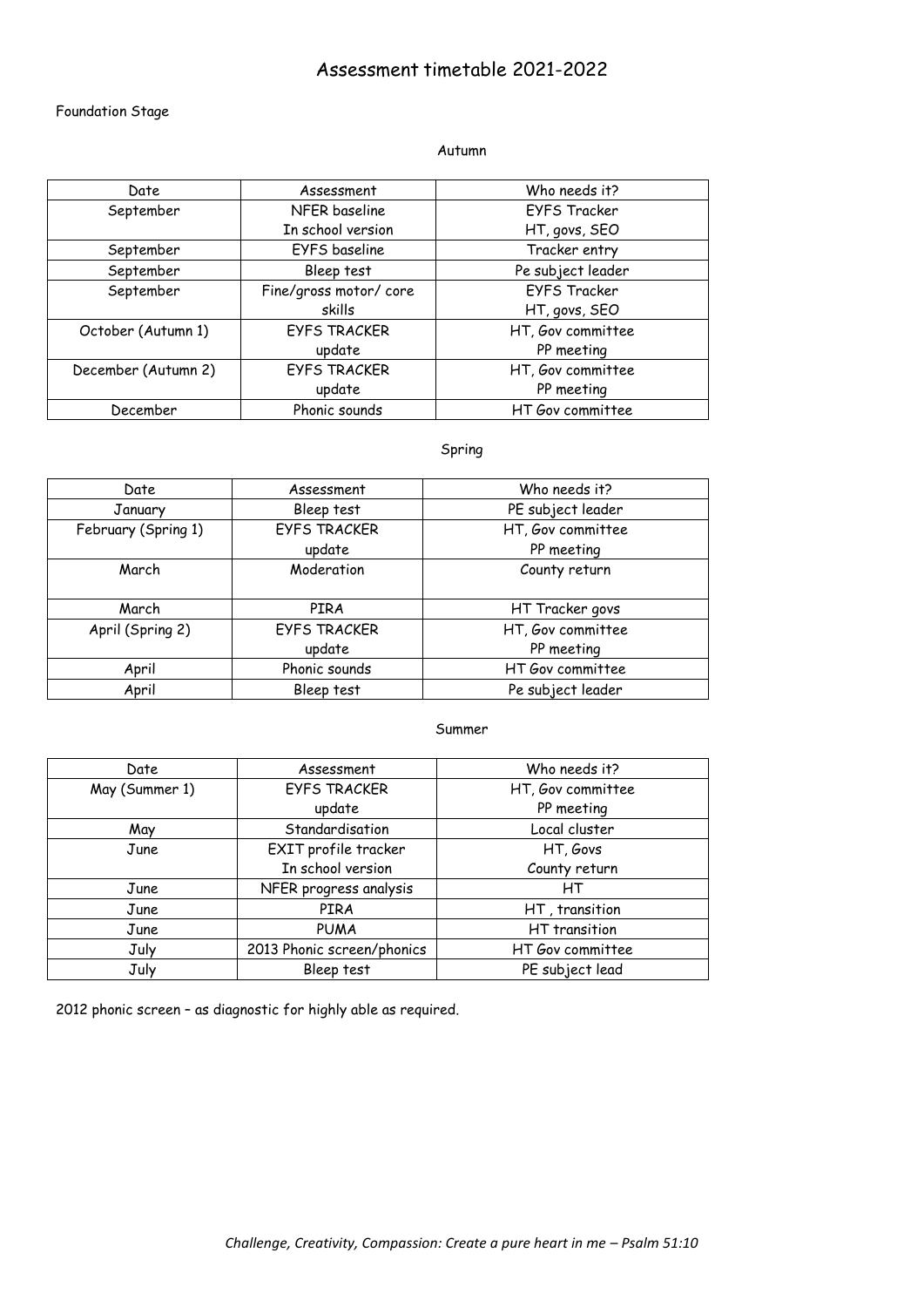# Assessment timetable 2021-2022

Foundation Stage

Autumn

| Date | Assessment | Who needs it? |
|---|---|---|
| September | NFER baseline In school version | EYFS Tracker HT, govs, SEO |
| September | EYFS baseline | Tracker entry |
| September | Bleep test | Pe subject leader |
| September | Fine/gross motor/ core skills | EYFS Tracker HT, govs, SEO |
| October (Autumn 1) | EYFS TRACKER update | HT, Gov committee PP meeting |
| December (Autumn 2) | EYFS TRACKER update | HT, Gov committee PP meeting |
| December | Phonic sounds | HT Gov committee |

Spring

| Date | Assessment | Who needs it? |
|---|---|---|
| January | Bleep test | PE subject leader |
| February (Spring 1) | EYFS TRACKER update | HT, Gov committee PP meeting |
| March | Moderation | County return |
| March | PIRA | HT Tracker govs |
| April (Spring 2) | EYFS TRACKER update | HT, Gov committee PP meeting |
| April | Phonic sounds | HT Gov committee |
| April | Bleep test | Pe subject leader |

Summer

| Date | Assessment | Who needs it? |
|---|---|---|
| May (Summer 1) | EYFS TRACKER update | HT, Gov committee PP meeting |
| May | Standardisation | Local cluster |
| June | EXIT profile tracker In school version | HT, Govs County return |
| June | NFER progress analysis | HT |
| June | PIRA | HT , transition |
| June | PUMA | HT transition |
| July | 2013 Phonic screen/phonics | HT Gov committee |
| July | Bleep test | PE subject lead |

2012 phonic screen – as diagnostic for highly able as required.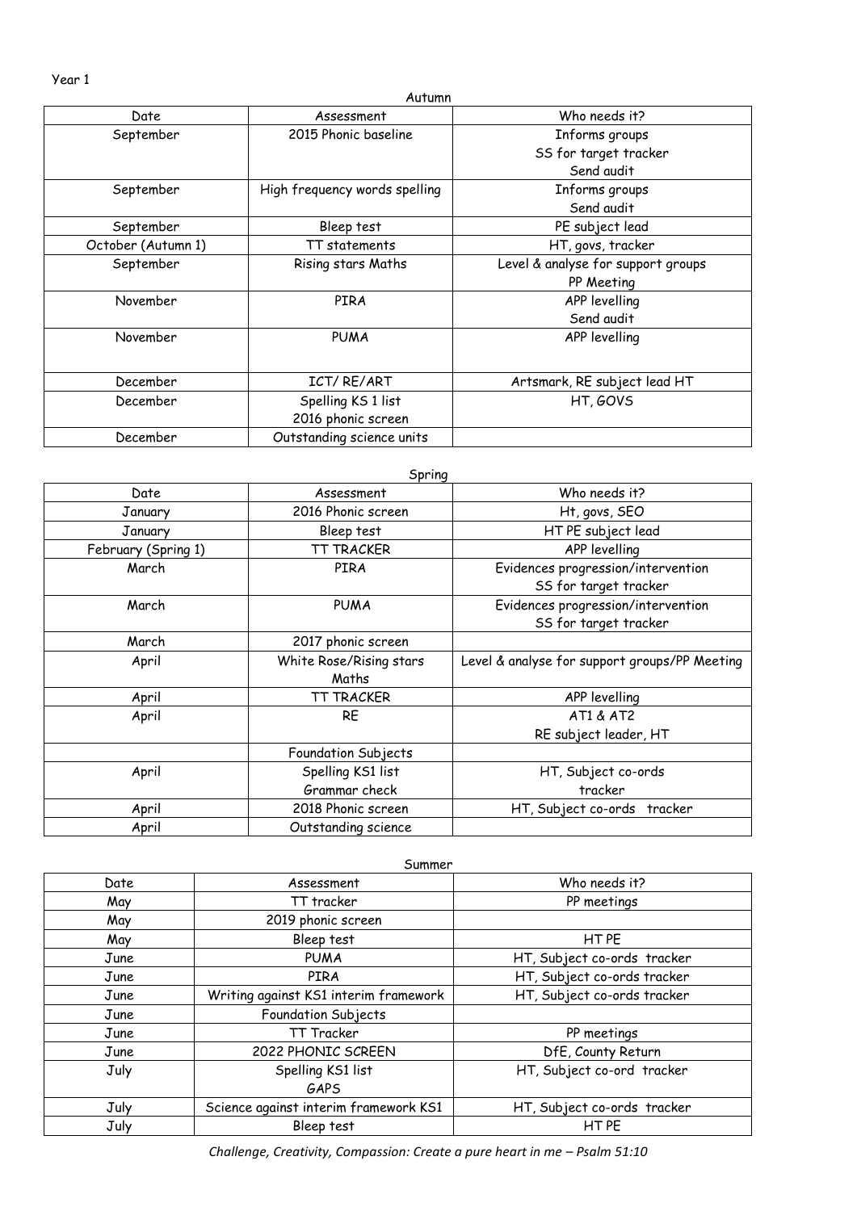Year 1

Autumn

| Date | Assessment | Who needs it? |
|---|---|---|
| September | 2015 Phonic baseline | Informs groups<br>SS for target tracker<br>Send audit |
| September | High frequency words spelling | Informs groups<br>Send audit |
| September | Bleep test | PE subject lead |
| October (Autumn 1) | TT statements | HT, govs, tracker |
| September | Rising stars Maths | Level & analyse for support groups<br>PP Meeting |
| November | PIRA | APP levelling<br>Send audit |
| November | PUMA | APP levelling |
| December | ICT/ RE/ART | Artsmark, RE subject lead HT |
| December | Spelling KS 1 list<br>2016 phonic screen | HT, GOVS |
| December | Outstanding science units | |

Spring

| Date | Assessment | Who needs it? |
|---|---|---|
| January | 2016 Phonic screen | Ht, govs, SEO |
| January | Bleep test | HT PE subject lead |
| February (Spring 1) | TT TRACKER | APP levelling |
| March | PIRA | Evidences progression/intervention<br>SS for target tracker |
| March | PUMA | Evidences progression/intervention<br>SS for target tracker |
| March | 2017 phonic screen | |
| April | White Rose/Rising stars Maths | Level & analyse for support groups/PP Meeting |
| April | TT TRACKER | APP levelling |
| April | RE | AT1 & AT2<br>RE subject leader, HT |
| | Foundation Subjects | |
| April | Spelling KS1 list<br>Grammar check | HT, Subject co-ords<br>tracker |
| April | 2018 Phonic screen | HT, Subject co-ords tracker |
| April | Outstanding science | |

Summer

| Date | Assessment | Who needs it? |
|---|---|---|
| May | TT tracker | PP meetings |
| May | 2019 phonic screen | |
| May | Bleep test | HT PE |
| June | PUMA | HT, Subject co-ords tracker |
| June | PIRA | HT, Subject co-ords tracker |
| June | Writing against KS1 interim framework | HT, Subject co-ords tracker |
| June | Foundation Subjects | |
| June | TT Tracker | PP meetings |
| June | 2022 PHONIC SCREEN | DfE, County Return |
| July | Spelling KS1 list<br>GAPS | HT, Subject co-ord tracker |
| July | Science against interim framework KS1 | HT, Subject co-ords tracker |
| July | Bleep test | HT PE |

*Challenge, Creativity, Compassion: Create a pure heart in me – Psalm 51:10*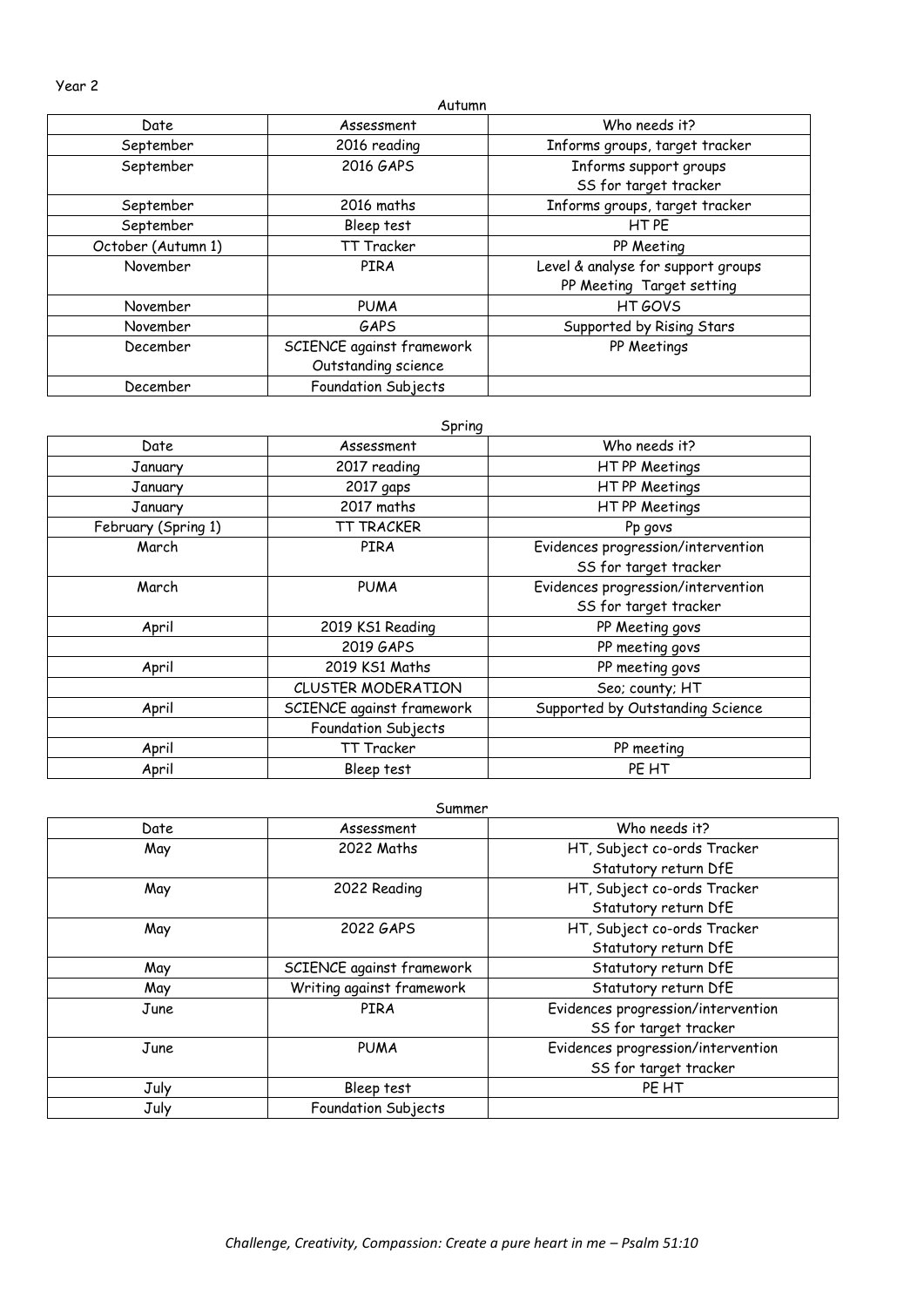Year 2

Autumn

| Date | Assessment | Who needs it? |
|---|---|---|
| September | 2016 reading | Informs groups, target tracker |
| September | 2016 GAPS | Informs support groups<br>SS for target tracker |
| September | 2016 maths | Informs groups, target tracker |
| September | Bleep test | HT PE |
| October (Autumn 1) | TT Tracker | PP Meeting |
| November | PIRA | Level & analyse for support groups<br>PP Meeting Target setting |
| November | PUMA | HT GOVS |
| November | GAPS | Supported by Rising Stars |
| December | SCIENCE against framework<br>Outstanding science | PP Meetings |
| December | Foundation Subjects | |

Spring

| Date | Assessment | Who needs it? |
|---|---|---|
| January | 2017 reading | HT PP Meetings |
| January | 2017 gaps | HT PP Meetings |
| January | 2017 maths | HT PP Meetings |
| February (Spring 1) | TT TRACKER | Pp govs |
| March | PIRA | Evidences progression/intervention<br>SS for target tracker |
| March | PUMA | Evidences progression/intervention<br>SS for target tracker |
| April | 2019 KS1 Reading | PP Meeting govs |
| | 2019 GAPS | PP meeting govs |
| April | 2019 KS1 Maths | PP meeting govs |
| | CLUSTER MODERATION | Seo; county; HT |
| April | SCIENCE against framework | Supported by Outstanding Science |
| | Foundation Subjects | |
| April | TT Tracker | PP meeting |
| April | Bleep test | PE HT |

Summer

| Date | Assessment | Who needs it? |
|---|---|---|
| May | 2022 Maths | HT, Subject co-ords Tracker<br>Statutory return DfE |
| May | 2022 Reading | HT, Subject co-ords Tracker<br>Statutory return DfE |
| May | 2022 GAPS | HT, Subject co-ords Tracker<br>Statutory return DfE |
| May | SCIENCE against framework | Statutory return DfE |
| May | Writing against framework | Statutory return DfE |
| June | PIRA | Evidences progression/intervention<br>SS for target tracker |
| June | PUMA | Evidences progression/intervention<br>SS for target tracker |
| July | Bleep test | PE HT |
| July | Foundation Subjects | |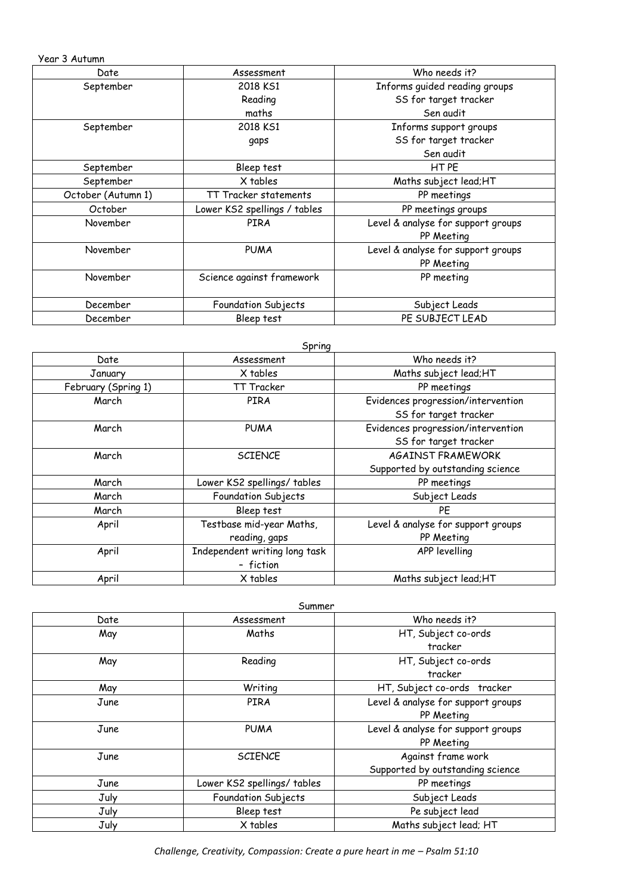Year 3 Autumn

| Date | Assessment | Who needs it? |
|---|---|---|
| September | 2018 KS1<br>Reading<br>maths | Informs guided reading groups<br>SS for target tracker<br>Sen audit |
| September | 2018 KS1<br>gaps | Informs support groups<br>SS for target tracker<br>Sen audit |
| September | Bleep test | HT PE |
| September | X tables | Maths subject lead;HT |
| October (Autumn 1) | TT Tracker statements | PP meetings |
| October | Lower KS2 spellings / tables | PP meetings groups |
| November | PIRA | Level & analyse for support groups<br>PP Meeting |
| November | PUMA | Level & analyse for support groups<br>PP Meeting |
| November | Science against framework | PP meeting |
| December | Foundation Subjects | Subject Leads |
| December | Bleep test | PE SUBJECT LEAD |

Spring

| Date | Assessment | Who needs it? |
|---|---|---|
| January | X tables | Maths subject lead;HT |
| February (Spring 1) | TT Tracker | PP meetings |
| March | PIRA | Evidences progression/intervention<br>SS for target tracker |
| March | PUMA | Evidences progression/intervention<br>SS for target tracker |
| March | SCIENCE | AGAINST FRAMEWORK<br>Supported by outstanding science |
| March | Lower KS2 spellings/ tables | PP meetings |
| March | Foundation Subjects | Subject Leads |
| March | Bleep test | PE |
| April | Testbase mid-year Maths, reading, gaps | Level & analyse for support groups<br>PP Meeting |
| April | Independent writing long task – fiction | APP levelling |
| April | X tables | Maths subject lead;HT |

Summer

| Date | Assessment | Who needs it? |
|---|---|---|
| May | Maths | HT, Subject co-ords<br>tracker |
| May | Reading | HT, Subject co-ords<br>tracker |
| May | Writing | HT, Subject co-ords tracker |
| June | PIRA | Level & analyse for support groups<br>PP Meeting |
| June | PUMA | Level & analyse for support groups<br>PP Meeting |
| June | SCIENCE | Against frame work<br>Supported by outstanding science |
| June | Lower KS2 spellings/ tables | PP meetings |
| July | Foundation Subjects | Subject Leads |
| July | Bleep test | Pe subject lead |
| July | X tables | Maths subject lead; HT |

*Challenge, Creativity, Compassion: Create a pure heart in me – Psalm 51:10*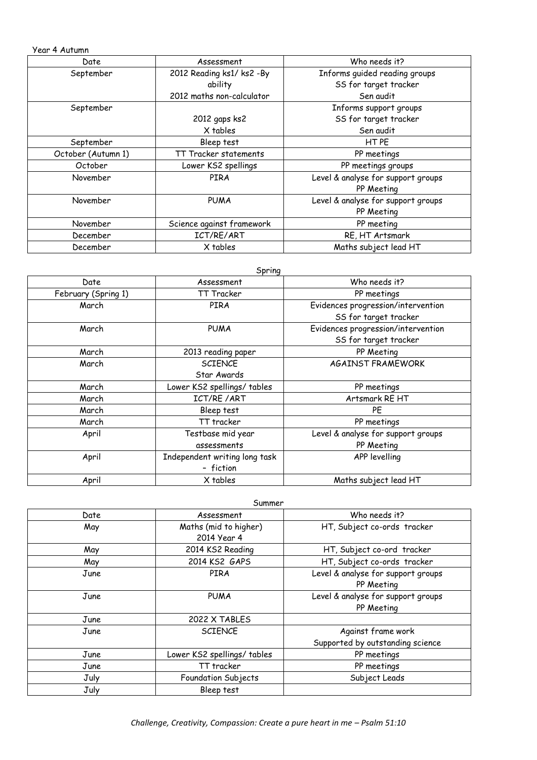Year 4 Autumn

| Date | Assessment | Who needs it? |
|---|---|---|
| September | 2012 Reading ks1/ ks2 -By ability<br>2012 maths non-calculator | Informs guided reading groups<br>SS for target tracker<br>Sen audit |
| September | 2012 gaps ks2<br>X tables | Informs support groups<br>SS for target tracker<br>Sen audit |
| September | Bleep test | HT PE |
| October (Autumn 1) | TT Tracker statements | PP meetings |
| October | Lower KS2 spellings | PP meetings groups |
| November | PIRA | Level & analyse for support groups<br>PP Meeting |
| November | PUMA | Level & analyse for support groups<br>PP Meeting |
| November | Science against framework | PP meeting |
| December | ICT/RE/ART | RE, HT Artsmark |
| December | X tables | Maths subject lead HT |

Spring

| Date | Assessment | Who needs it? |
|---|---|---|
| February (Spring 1) | TT Tracker | PP meetings |
| March | PIRA | Evidences progression/intervention<br>SS for target tracker |
| March | PUMA | Evidences progression/intervention<br>SS for target tracker |
| March | 2013 reading paper | PP Meeting |
| March | SCIENCE<br>Star Awards | AGAINST FRAMEWORK |
| March | Lower KS2 spellings/ tables | PP meetings |
| March | ICT/RE /ART | Artsmark RE HT |
| March | Bleep test | PE |
| March | TT tracker | PP meetings |
| April | Testbase mid year assessments | Level & analyse for support groups<br>PP Meeting |
| April | Independent writing long task – fiction | APP levelling |
| April | X tables | Maths subject lead HT |

Summer

| Date | Assessment | Who needs it? |
|---|---|---|
| May | Maths (mid to higher)<br>2014 Year 4 | HT, Subject co-ords tracker |
| May | 2014 KS2 Reading | HT, Subject co-ord tracker |
| May | 2014 KS2 GAPS | HT, Subject co-ords tracker |
| June | PIRA | Level & analyse for support groups<br>PP Meeting |
| June | PUMA | Level & analyse for support groups<br>PP Meeting |
| June | 2022 X TABLES | |
| June | SCIENCE | Against frame work<br>Supported by outstanding science |
| June | Lower KS2 spellings/ tables | PP meetings |
| June | TT tracker | PP meetings |
| July | Foundation Subjects | Subject Leads |
| July | Bleep test | |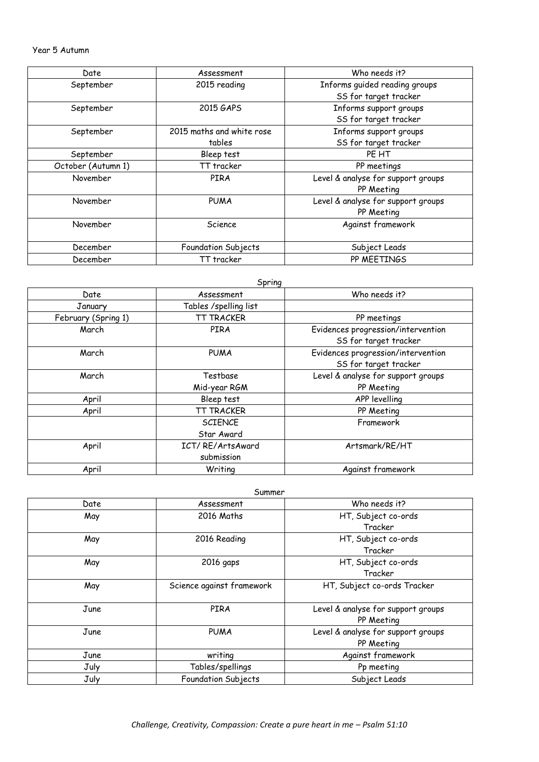Year 5 Autumn

| Date | Assessment | Who needs it? |
|---|---|---|
| September | 2015 reading | Informs guided reading groups<br>SS for target tracker |
| September | 2015 GAPS | Informs support groups<br>SS for target tracker |
| September | 2015 maths and white rose tables | Informs support groups<br>SS for target tracker |
| September | Bleep test | PE HT |
| October (Autumn 1) | TT tracker | PP meetings |
| November | PIRA | Level & analyse for support groups<br>PP Meeting |
| November | PUMA | Level & analyse for support groups<br>PP Meeting |
| November | Science | Against framework |
| December | Foundation Subjects | Subject Leads |
| December | TT tracker | PP MEETINGS |

Spring

| Date | Assessment | Who needs it? |
|---|---|---|
| January | Tables /spelling list | |
| February (Spring 1) | TT TRACKER | PP meetings |
| March | PIRA | Evidences progression/intervention<br>SS for target tracker |
| March | PUMA | Evidences progression/intervention<br>SS for target tracker |
| March | Testbase<br>Mid-year RGM | Level & analyse for support groups<br>PP Meeting |
| April | Bleep test | APP levelling |
| April | TT TRACKER | PP Meeting |
| | SCIENCE<br>Star Award | Framework |
| April | ICT/ RE/ArtsAward submission | Artsmark/RE/HT |
| April | Writing | Against framework |

Summer

| Date | Assessment | Who needs it? |
|---|---|---|
| May | 2016 Maths | HT, Subject co-ords<br>Tracker |
| May | 2016 Reading | HT, Subject co-ords<br>Tracker |
| May | 2016 gaps | HT, Subject co-ords<br>Tracker |
| May | Science against framework | HT, Subject co-ords Tracker |
| June | PIRA | Level & analyse for support groups<br>PP Meeting |
| June | PUMA | Level & analyse for support groups<br>PP Meeting |
| June | writing | Against framework |
| July | Tables/spellings | Pp meeting |
| July | Foundation Subjects | Subject Leads |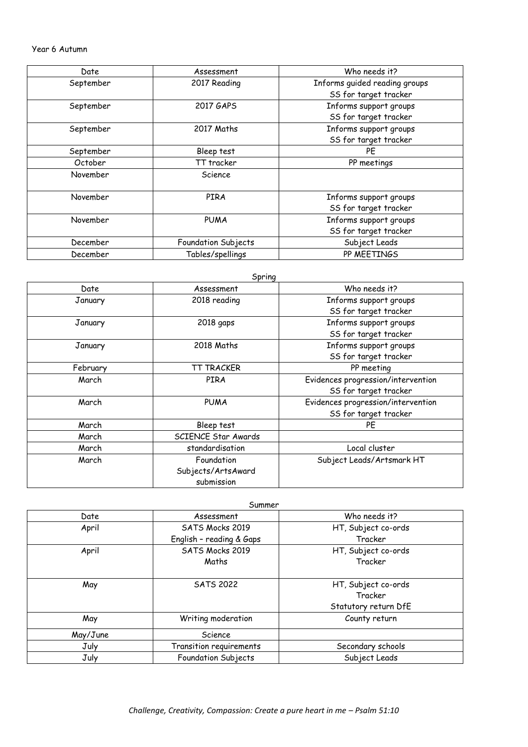Year 6 Autumn

| Date | Assessment | Who needs it? |
|---|---|---|
| September | 2017 Reading | Informs guided reading groups SS for target tracker |
| September | 2017 GAPS | Informs support groups SS for target tracker |
| September | 2017 Maths | Informs support groups SS for target tracker |
| September | Bleep test | PE |
| October | TT tracker | PP meetings |
| November | Science | |
| November | PIRA | Informs support groups SS for target tracker |
| November | PUMA | Informs support groups SS for target tracker |
| December | Foundation Subjects | Subject Leads |
| December | Tables/spellings | PP MEETINGS |

Spring

| Date | Assessment | Who needs it? |
|---|---|---|
| January | 2018 reading | Informs support groups SS for target tracker |
| January | 2018 gaps | Informs support groups SS for target tracker |
| January | 2018 Maths | Informs support groups SS for target tracker |
| February | TT TRACKER | PP meeting |
| March | PIRA | Evidences progression/intervention SS for target tracker |
| March | PUMA | Evidences progression/intervention SS for target tracker |
| March | Bleep test | PE |
| March | SCIENCE Star Awards | |
| March | standardisation | Local cluster |
| March | Foundation Subjects/ArtsAward submission | Subject Leads/Artsmark HT |

Summer

| Date | Assessment | Who needs it? |
|---|---|---|
| April | SATS Mocks 2019 English – reading & Gaps | HT, Subject co-ords Tracker |
| April | SATS Mocks 2019 Maths | HT, Subject co-ords Tracker |
| May | SATS 2022 | HT, Subject co-ords Tracker Statutory return DfE |
| May | Writing moderation | County return |
| May/June | Science | |
| July | Transition requirements | Secondary schools |
| July | Foundation Subjects | Subject Leads |

*Challenge, Creativity, Compassion: Create a pure heart in me – Psalm 51:10*